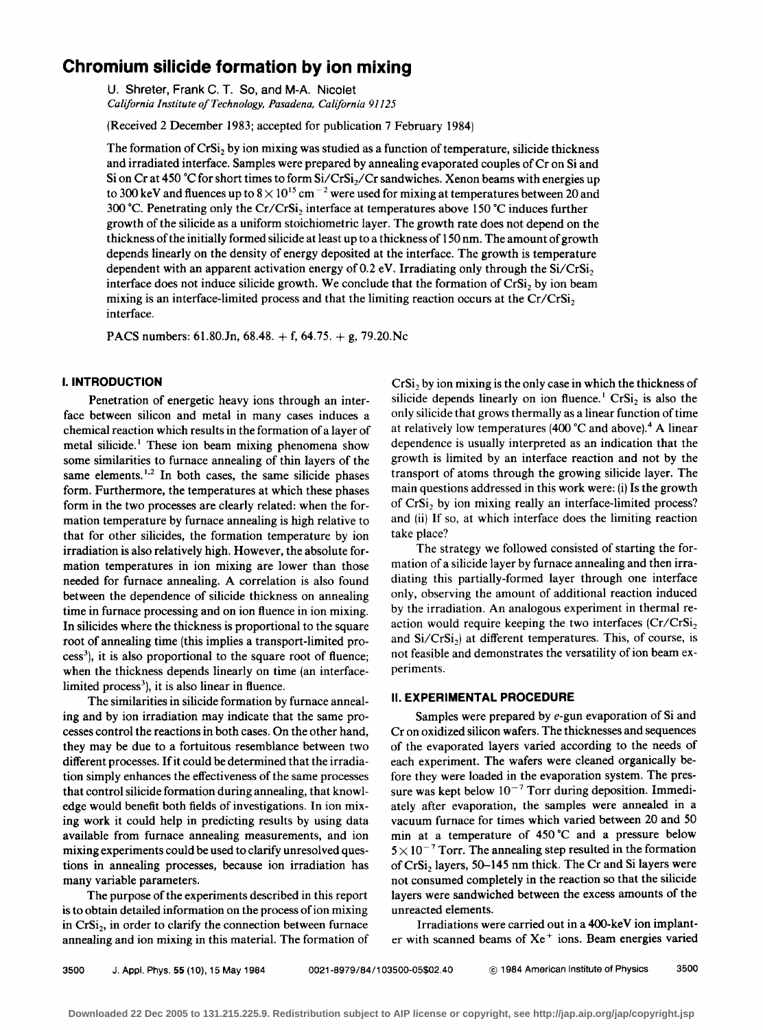# Chromium silicide formation by ion mixing

U. Shreter, Frank C. T. So, and M-A. Nicolet

*California Institute of Technology, Pasadena, California 91125*

(Received 2 December 1983; accepted for publication 7 February 1984)

The formation of $CrSi_2$ by ion mixing was studied as a function of temperature, silicide thickness and irradiated interface. Samples were prepared by annealing evaporated couples of Cr on Si and Si on Cr at 450 °C for short times to form Si/$CrSi_2$/Cr sandwiches. Xenon beams with energies up to 300 keV and fluences up to $8 \times 10^{15}$ cm$^{-2}$ were used for mixing at temperatures between 20 and 300 °C. Penetrating only the Cr/$CrSi_2$ interface at temperatures above 150 °C induces further growth of the silicide as a uniform stoichiometric layer. The growth rate does not depend on the thickness of the initially formed silicide at least up to a thickness of 150 nm. The amount of growth depends linearly on the density of energy deposited at the interface. The growth is temperature dependent with an apparent activation energy of 0.2 eV. Irradiating only through the Si/$CrSi_2$ interface does not induce silicide growth. We conclude that the formation of $CrSi_2$ by ion beam mixing is an interface-limited process and that the limiting reaction occurs at the Cr/$CrSi_2$ interface.

PACS numbers: 61.80.Jn, 68.48. + f, 64.75. + g, 79.20.Nc

## I. INTRODUCTION

Penetration of energetic heavy ions through an interface between silicon and metal in many cases induces a chemical reaction which results in the formation of a layer of metal silicide.[1] These ion beam mixing phenomena show some similarities to furnace annealing of thin layers of the same elements.[1,2] In both cases, the same silicide phases form. Furthermore, the temperatures at which these phases form in the two processes are clearly related: when the formation temperature by furnace annealing is high relative to that for other silicides, the formation temperature by ion irradiation is also relatively high. However, the absolute formation temperatures in ion mixing are lower than those needed for furnace annealing. A correlation is also found between the dependence of silicide thickness on annealing time in furnace processing and on ion fluence in ion mixing. In silicides where the thickness is proportional to the square root of annealing time (this implies a transport-limited process[3]), it is also proportional to the square root of fluence; when the thickness depends linearly on time (an interface-limited process[3]), it is also linear in fluence.

The similarities in silicide formation by furnace annealing and by ion irradiation may indicate that the same processes control the reactions in both cases. On the other hand, they may be due to a fortuitous resemblance between two different processes. If it could be determined that the irradiation simply enhances the effectiveness of the same processes that control silicide formation during annealing, that knowledge would benefit both fields of investigations. In ion mixing work it could help in predicting results by using data available from furnace annealing measurements, and ion mixing experiments could be used to clarify unresolved questions in annealing processes, because ion irradiation has many variable parameters.

The purpose of the experiments described in this report is to obtain detailed information on the process of ion mixing in $CrSi_2$, in order to clarify the connection between furnace annealing and ion mixing in this material. The formation of $CrSi_2$ by ion mixing is the only case in which the thickness of silicide depends linearly on ion fluence.[1] $CrSi_2$ is also the only silicide that grows thermally as a linear function of time at relatively low temperatures (400 °C and above).[4] A linear dependence is usually interpreted as an indication that the growth is limited by an interface reaction and not by the transport of atoms through the growing silicide layer. The main questions addressed in this work were: (i) Is the growth of $CrSi_2$ by ion mixing really an interface-limited process? and (ii) If so, at which interface does the limiting reaction take place?

The strategy we followed consisted of starting the formation of a silicide layer by furnace annealing and then irradiating this partially-formed layer through one interface only, observing the amount of additional reaction induced by the irradiation. An analogous experiment in thermal reaction would require keeping the two interfaces (Cr/$CrSi_2$ and Si/$CrSi_2$) at different temperatures. This, of course, is not feasible and demonstrates the versatility of ion beam experiments.

## II. EXPERIMENTAL PROCEDURE

Samples were prepared by *e*-gun evaporation of Si and Cr on oxidized silicon wafers. The thicknesses and sequences of the evaporated layers varied according to the needs of each experiment. The wafers were cleaned organically before they were loaded in the evaporation system. The pressure was kept below $10^{-7}$ Torr during deposition. Immediately after evaporation, the samples were annealed in a vacuum furnace for times which varied between 20 and 50 min at a temperature of 450 °C and a pressure below $5 \times 10^{-7}$ Torr. The annealing step resulted in the formation of $CrSi_2$ layers, 50–145 nm thick. The Cr and Si layers were not consumed completely in the reaction so that the silicide layers were sandwiched between the excess amounts of the unreacted elements.

Irradiations were carried out in a 400-keV ion implanter with scanned beams of $Xe^+$ ions. Beam energies varied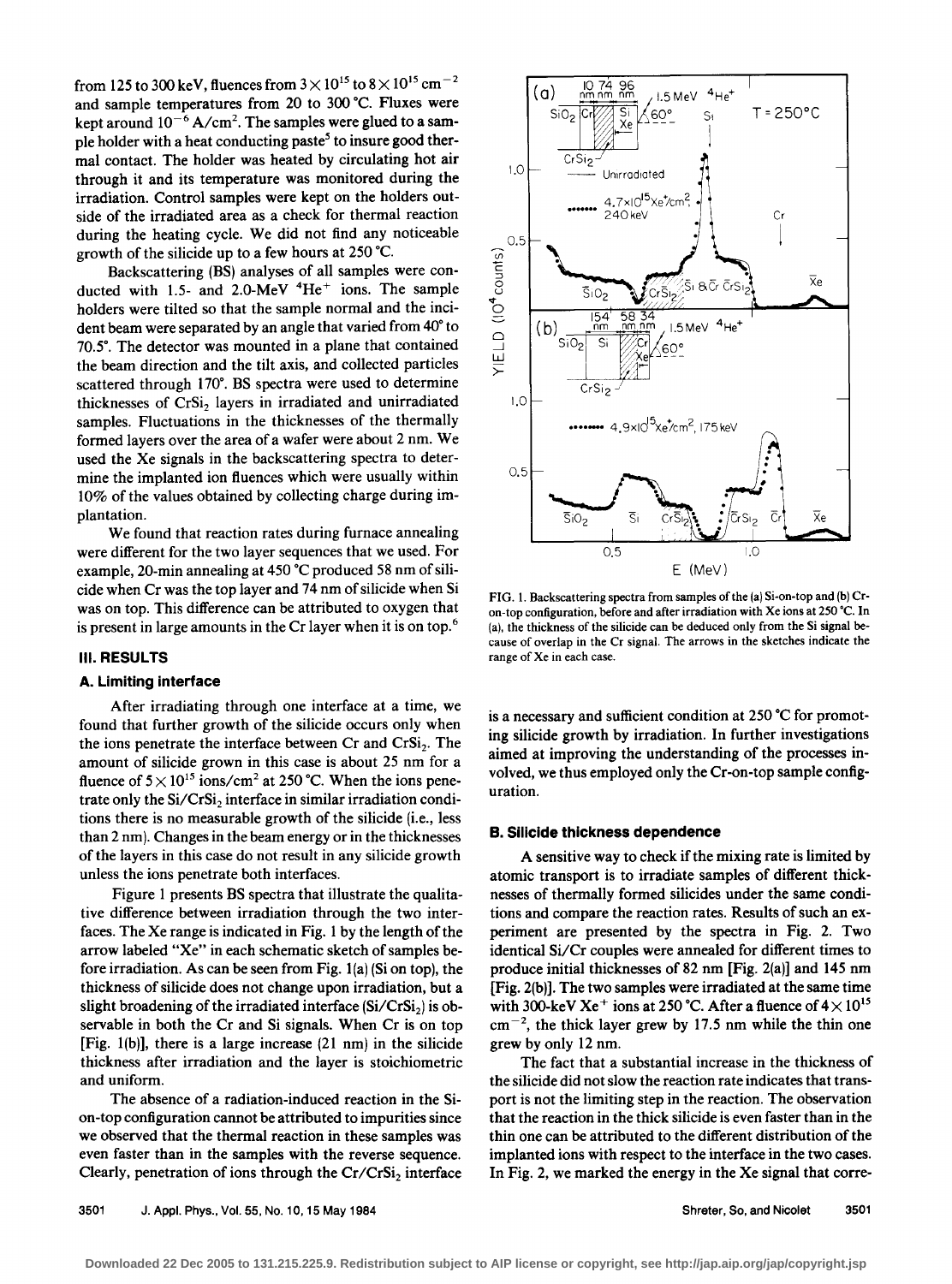from 125 to 300 keV, fluences from $3 \times 10^{15}$ to $8 \times 10^{15}$ cm$^{-2}$ and sample temperatures from 20 to 300 °C. Fluxes were kept around $10^{-6}$ A/cm$^2$. The samples were glued to a sample holder with a heat conducting paste[5] to insure good thermal contact. The holder was heated by circulating hot air through it and its temperature was monitored during the irradiation. Control samples were kept on the holders outside of the irradiated area as a check for thermal reaction during the heating cycle. We did not find any noticeable growth of the silicide up to a few hours at 250 °C.

Backscattering (BS) analyses of all samples were conducted with 1.5- and 2.0-MeV $^4He^+$ ions. The sample holders were tilted so that the sample normal and the incident beam were separated by an angle that varied from 40° to 70.5°. The detector was mounted in a plane that contained the beam direction and the tilt axis, and collected particles scattered through 170°. BS spectra were used to determine thicknesses of $CrSi_2$ layers in irradiated and unirradiated samples. Fluctuations in the thicknesses of the thermally formed layers over the area of a wafer were about 2 nm. We used the Xe signals in the backscattering spectra to determine the implanted ion fluences which were usually within 10% of the values obtained by collecting charge during implantation.

We found that reaction rates during furnace annealing were different for the two layer sequences that we used. For example, 20-min annealing at 450 °C produced 58 nm of silicide when Cr was the top layer and 74 nm of silicide when Si was on top. This difference can be attributed to oxygen that is present in large amounts in the Cr layer when it is on top.[6]

## III. RESULTS

### A. Limiting interface

After irradiating through one interface at a time, we found that further growth of the silicide occurs only when the ions penetrate the interface between Cr and $CrSi_2$. The amount of silicide grown in this case is about 25 nm for a fluence of $5 \times 10^{15}$ ions/cm$^2$ at 250 °C. When the ions penetrate only the $Si/CrSi_2$ interface in similar irradiation conditions there is no measurable growth of the silicide (i.e., less than 2 nm). Changes in the beam energy or in the thicknesses of the layers in this case do not result in any silicide growth unless the ions penetrate both interfaces.

Figure 1 presents BS spectra that illustrate the qualitative difference between irradiation through the two interfaces. The Xe range is indicated in Fig. 1 by the length of the arrow labeled "Xe" in each schematic sketch of samples before irradiation. As can be seen from Fig. 1(a) (Si on top), the thickness of silicide does not change upon irradiation, but a slight broadening of the irradiated interface ($Si/CrSi_2$) is observable in both the Cr and Si signals. When Cr is on top [Fig. 1(b)], there is a large increase (21 nm) in the silicide thickness after irradiation and the layer is stoichiometric and uniform.

The absence of a radiation-induced reaction in the Si-on-top configuration cannot be attributed to impurities since we observed that the thermal reaction in these samples was even faster than in the samples with the reverse sequence. Clearly, penetration of ions through the $Cr/CrSi_2$ interface is a necessary and sufficient condition at 250 °C for promoting silicide growth by irradiation. In further investigations aimed at improving the understanding of the processes involved, we thus employed only the Cr-on-top sample configuration.

(a) 10 nm 74 nm 96 nm, $SiO_2$, Cr, Si, Xe, $CrSi_2$, 1.5 MeV $^4He^+$, 60°, T = 250°C
Unirradiated
$4.7 \times 10^{15}$ Xe$^+$/cm$^2$, 240 keV
Si, Cr, $\bar{S}iO_2$, $\bar{C}rSi_2$, $\bar{S}i$ & $\bar{C}r$ $\bar{C}rSi_2$, $\bar{X}e$

(b) 154 nm 58 nm 34 nm, $SiO_2$, Si, Cr, Xe, $CrSi_2$, 1.5 MeV $^4He^+$, 60°
$4.9 \times 10^{15}$ Xe$^+$/cm$^2$, 175 keV
$\bar{S}iO_2$, $\bar{S}i$, $Cr\bar{S}i_2$, $\bar{C}rSi_2$, $\bar{C}r$, $\bar{X}e$

YIELD ($10^4$ counts)
1.0
0.5
0.5
1.0
E (MeV)

FIG. 1. Backscattering spectra from samples of the (a) Si-on-top and (b) Cr-on-top configuration, before and after irradiation with Xe ions at 250 °C. In (a), the thickness of the silicide can be deduced only from the Si signal because of overlap in the Cr signal. The arrows in the sketches indicate the range of Xe in each case.

### B. Silicide thickness dependence

A sensitive way to check if the mixing rate is limited by atomic transport is to irradiate samples of different thicknesses of thermally formed silicides under the same conditions and compare the reaction rates. Results of such an experiment are presented by the spectra in Fig. 2. Two identical Si/Cr couples were annealed for different times to produce initial thicknesses of 82 nm [Fig. 2(a)] and 145 nm [Fig. 2(b)]. The two samples were irradiated at the same time with 300-keV $Xe^+$ ions at 250 °C. After a fluence of $4 \times 10^{15}$ cm$^{-2}$, the thick layer grew by 17.5 nm while the thin one grew by only 12 nm.

The fact that a substantial increase in the thickness of the silicide did not slow the reaction rate indicates that transport is not the limiting step in the reaction. The observation that the reaction in the thick silicide is even faster than in the thin one can be attributed to the different distribution of the implanted ions with respect to the interface in the two cases. In Fig. 2, we marked the energy in the Xe signal that corre-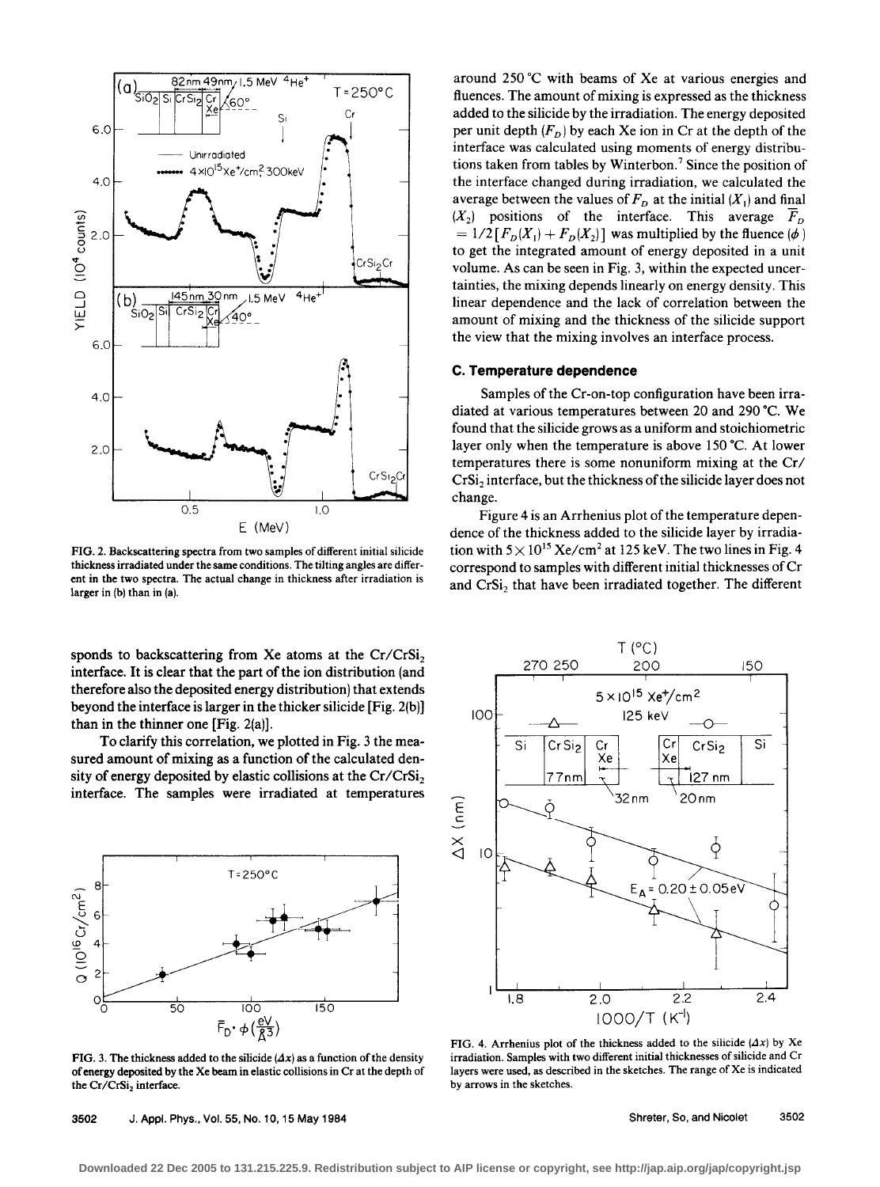(a) 82 nm 49 nm 1.5 MeV $^4He^+$
$SiO_2$ Si $CrSi_2$ Cr Xe 60°
T = 250°C
Si
Cr
6.0
4.0
2.0
YIELD ($10^4$ counts)
—— Unirradiated
•••••• $4\times10^{15}$ Xe$^+$/cm$^2$ 300keV
$CrSi_2Cr$
(b) 145 nm 30 nm 1.5 MeV $^4He^+$
$SiO_2$ Si $CrSi_2$ Cr Xe 40°
6.0
4.0
2.0
$CrSi_2Cr$
0.5
1.0
E (MeV)

FIG. 2. Backscattering spectra from two samples of different initial silicide thickness irradiated under the same conditions. The tilting angles are different in the two spectra. The actual change in thickness after irradiation is larger in (b) than in (a).

sponds to backscattering from Xe atoms at the $Cr/CrSi_2$ interface. It is clear that the part of the ion distribution (and therefore also the deposited energy distribution) that extends beyond the interface is larger in the thicker silicide [Fig. 2(b)] than in the thinner one [Fig. 2(a)].

To clarify this correlation, we plotted in Fig. 3 the measured amount of mixing as a function of the calculated density of energy deposited by elastic collisions at the $Cr/CrSi_2$ interface. The samples were irradiated at temperatures around 250 °C with beams of Xe at various energies and fluences. The amount of mixing is expressed as the thickness added to the silicide by the irradiation. The energy deposited per unit depth ($F_D$) by each Xe ion in Cr at the depth of the interface was calculated using moments of energy distributions taken from tables by Winterbon.[7] Since the position of the interface changed during irradiation, we calculated the average between the values of $F_D$ at the initial ($X_1$) and final ($X_2$) positions of the interface. This average $\overline{F}_D = 1/2[F_D(X_1) + F_D(X_2)]$ was multiplied by the fluence ($\phi$) to get the integrated amount of energy deposited in a unit volume. As can be seen in Fig. 3, within the expected uncertainties, the mixing depends linearly on energy density. This linear dependence and the lack of correlation between the amount of mixing and the thickness of the silicide support the view that the mixing involves an interface process.

T = 250°C
Q ($10^{16}$ Cr/cm$^2$)
0
2
4
6
8
0
50
100
150
$\overline{F}_D \cdot \phi$ (eV/Å$^3$)

FIG. 3. The thickness added to the silicide ($\Delta x$) as a function of the density of energy deposited by the Xe beam in elastic collisions in Cr at the depth of the $Cr/CrSi_2$ interface.

### C. Temperature dependence

Samples of the Cr-on-top configuration have been irradiated at various temperatures between 20 and 290 °C. We found that the silicide grows as a uniform and stoichiometric layer only when the temperature is above 150 °C. At lower temperatures there is some nonuniform mixing at the Cr/$CrSi_2$ interface, but the thickness of the silicide layer does not change.

Figure 4 is an Arrhenius plot of the temperature dependence of the thickness added to the silicide layer by irradiation with $5\times10^{15}$ Xe/cm$^2$ at 125 keV. The two lines in Fig. 4 correspond to samples with different initial thicknesses of Cr and $CrSi_2$ that have been irradiated together. The different

T (°C)
270 250 200 150
$5\times10^{15}$ Xe$^+$/cm$^2$
125 keV
Si $CrSi_2$ Cr Xe 77nm 32nm
Cr $CrSi_2$ Si Xe 127 nm 20nm
$\Delta X$ (nm)
1
10
100
$E_A = 0.20 \pm 0.05$eV
1.8
2.0
2.2
2.4
1000/T (K$^{-1}$)

FIG. 4. Arrhenius plot of the thickness added to the silicide ($\Delta x$) by Xe irradiation. Samples with two different initial thicknesses of silicide and Cr layers were used, as described in the sketches. The range of Xe is indicated by arrows in the sketches.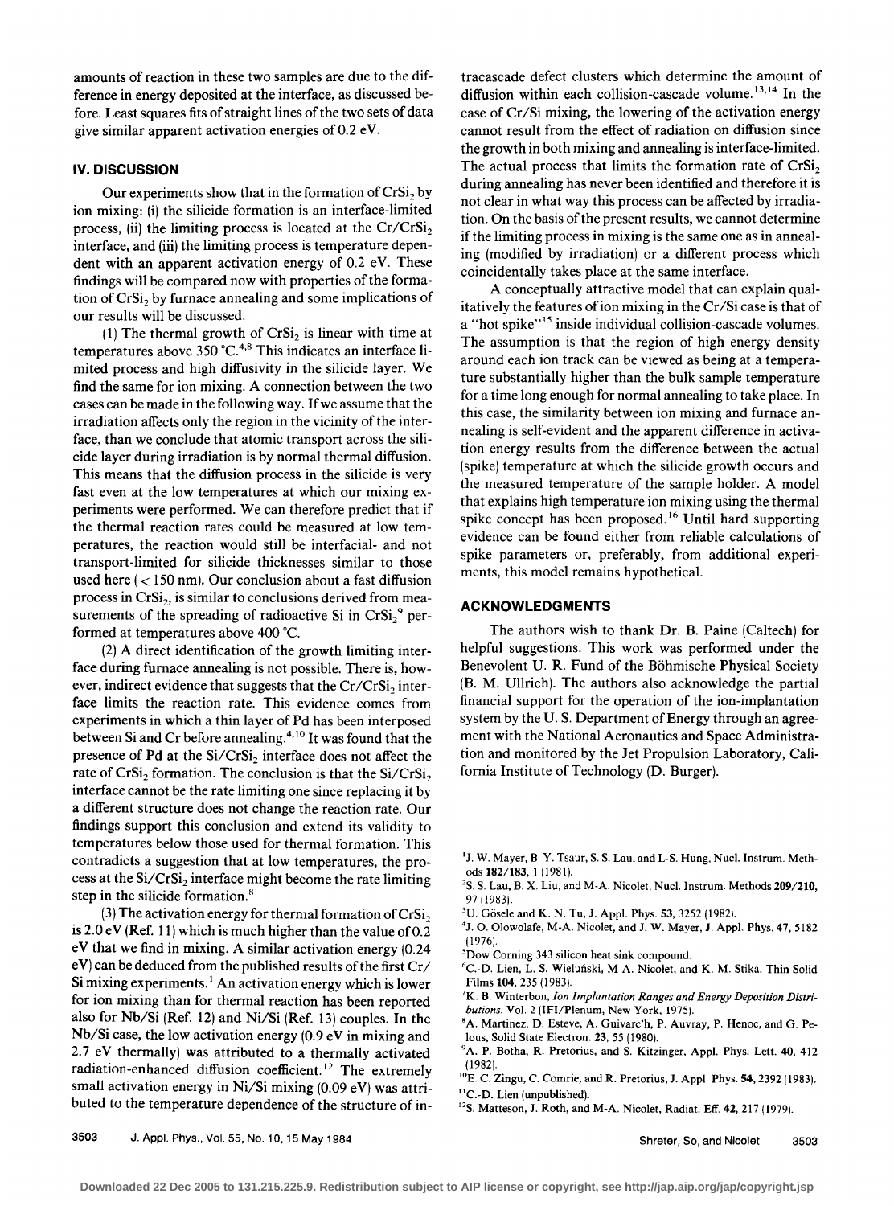amounts of reaction in these two samples are due to the difference in energy deposited at the interface, as discussed before. Least squares fits of straight lines of the two sets of data give similar apparent activation energies of 0.2 eV.

## IV. DISCUSSION

Our experiments show that in the formation of $CrSi_2$ by ion mixing: (i) the silicide formation is an interface-limited process, (ii) the limiting process is located at the $Cr/CrSi_2$ interface, and (iii) the limiting process is temperature dependent with an apparent activation energy of 0.2 eV. These findings will be compared now with properties of the formation of $CrSi_2$ by furnace annealing and some implications of our results will be discussed.

(1) The thermal growth of $CrSi_2$ is linear with time at temperatures above 350 °C.[4,8] This indicates an interface limited process and high diffusivity in the silicide layer. We find the same for ion mixing. A connection between the two cases can be made in the following way. If we assume that the irradiation affects only the region in the vicinity of the interface, than we conclude that atomic transport across the silicide layer during irradiation is by normal thermal diffusion. This means that the diffusion process in the silicide is very fast even at the low temperatures at which our mixing experiments were performed. We can therefore predict that if the thermal reaction rates could be measured at low temperatures, the reaction would still be interfacial- and not transport-limited for silicide thicknesses similar to those used here (< 150 nm). Our conclusion about a fast diffusion process in $CrSi_2$, is similar to conclusions derived from measurements of the spreading of radioactive Si in $CrSi_2$[9] performed at temperatures above 400 °C.

(2) A direct identification of the growth limiting interface during furnace annealing is not possible. There is, however, indirect evidence that suggests that the $Cr/CrSi_2$ interface limits the reaction rate. This evidence comes from experiments in which a thin layer of Pd has been interposed between Si and Cr before annealing.[4,10] It was found that the presence of Pd at the $Si/CrSi_2$ interface does not affect the rate of $CrSi_2$ formation. The conclusion is that the $Si/CrSi_2$ interface cannot be the rate limiting one since replacing it by a different structure does not change the reaction rate. Our findings support this conclusion and extend its validity to temperatures below those used for thermal formation. This contradicts a suggestion that at low temperatures, the process at the $Si/CrSi_2$ interface might become the rate limiting step in the silicide formation.[8]

(3) The activation energy for thermal formation of $CrSi_2$ is 2.0 eV (Ref. 11) which is much higher than the value of 0.2 eV that we find in mixing. A similar activation energy (0.24 eV) can be deduced from the published results of the first Cr/Si mixing experiments.[1] An activation energy which is lower for ion mixing than for thermal reaction has been reported also for Nb/Si (Ref. 12) and Ni/Si (Ref. 13) couples. In the Nb/Si case, the low activation energy (0.9 eV in mixing and 2.7 eV thermally) was attributed to a thermally activated radiation-enhanced diffusion coefficient.[12] The extremely small activation energy in Ni/Si mixing (0.09 eV) was attributed to the temperature dependence of the structure of intracascade defect clusters which determine the amount of diffusion within each collision-cascade volume.[13,14] In the case of Cr/Si mixing, the lowering of the activation energy cannot result from the effect of radiation on diffusion since the growth in both mixing and annealing is interface-limited. The actual process that limits the formation rate of $CrSi_2$ during annealing has never been identified and therefore it is not clear in what way this process can be affected by irradiation. On the basis of the present results, we cannot determine if the limiting process in mixing is the same one as in annealing (modified by irradiation) or a different process which coincidentally takes place at the same interface.

A conceptually attractive model that can explain qualitatively the features of ion mixing in the Cr/Si case is that of a "hot spike"[15] inside individual collision-cascade volumes. The assumption is that the region of high energy density around each ion track can be viewed as being at a temperature substantially higher than the bulk sample temperature for a time long enough for normal annealing to take place. In this case, the similarity between ion mixing and furnace annealing is self-evident and the apparent difference in activation energy results from the difference between the actual (spike) temperature at which the silicide growth occurs and the measured temperature of the sample holder. A model that explains high temperature ion mixing using the thermal spike concept has been proposed.[16] Until hard supporting evidence can be found either from reliable calculations of spike parameters or, preferably, from additional experiments, this model remains hypothetical.

## ACKNOWLEDGMENTS

The authors wish to thank Dr. B. Paine (Caltech) for helpful suggestions. This work was performed under the Benevolent U. R. Fund of the Böhmische Physical Society (B. M. Ullrich). The authors also acknowledge the partial financial support for the operation of the ion-implantation system by the U. S. Department of Energy through an agreement with the National Aeronautics and Space Administration and monitored by the Jet Propulsion Laboratory, California Institute of Technology (D. Burger).

[1] J. W. Mayer, B. Y. Tsaur, S. S. Lau, and L-S. Hung, Nucl. Instrum. Methods **182/183**, 1 (1981).

[2] S. S. Lau, B. X. Liu, and M-A. Nicolet, Nucl. Instrum. Methods **209/210**, 97 (1983).

[3] U. Gösele and K. N. Tu, J. Appl. Phys. **53**, 3252 (1982).

[4] J. O. Olowolafe, M-A. Nicolet, and J. W. Mayer, J. Appl. Phys. **47**, 5182 (1976).

[5] Dow Corning 343 silicon heat sink compound.

[6] C.-D. Lien, L. S. Wieluński, M-A. Nicolet, and K. M. Stika, Thin Solid Films **104**, 235 (1983).

[7] K. B. Winterbon, *Ion Implantation Ranges and Energy Deposition Distributions*, Vol. 2 (IFI/Plenum, New York, 1975).

[8] A. Martinez, D. Esteve, A. Guivarc'h, P. Auvray, P. Henoc, and G. Pelous, Solid State Electron. **23**, 55 (1980).

[9] A. P. Botha, R. Pretorius, and S. Kitzinger, Appl. Phys. Lett. **40**, 412 (1982).

[10] E. C. Zingu, C. Comrie, and R. Pretorius, J. Appl. Phys. **54**, 2392 (1983).

[11] C.-D. Lien (unpublished).

[12] S. Matteson, J. Roth, and M-A. Nicolet, Radiat. Eff. **42**, 217 (1979).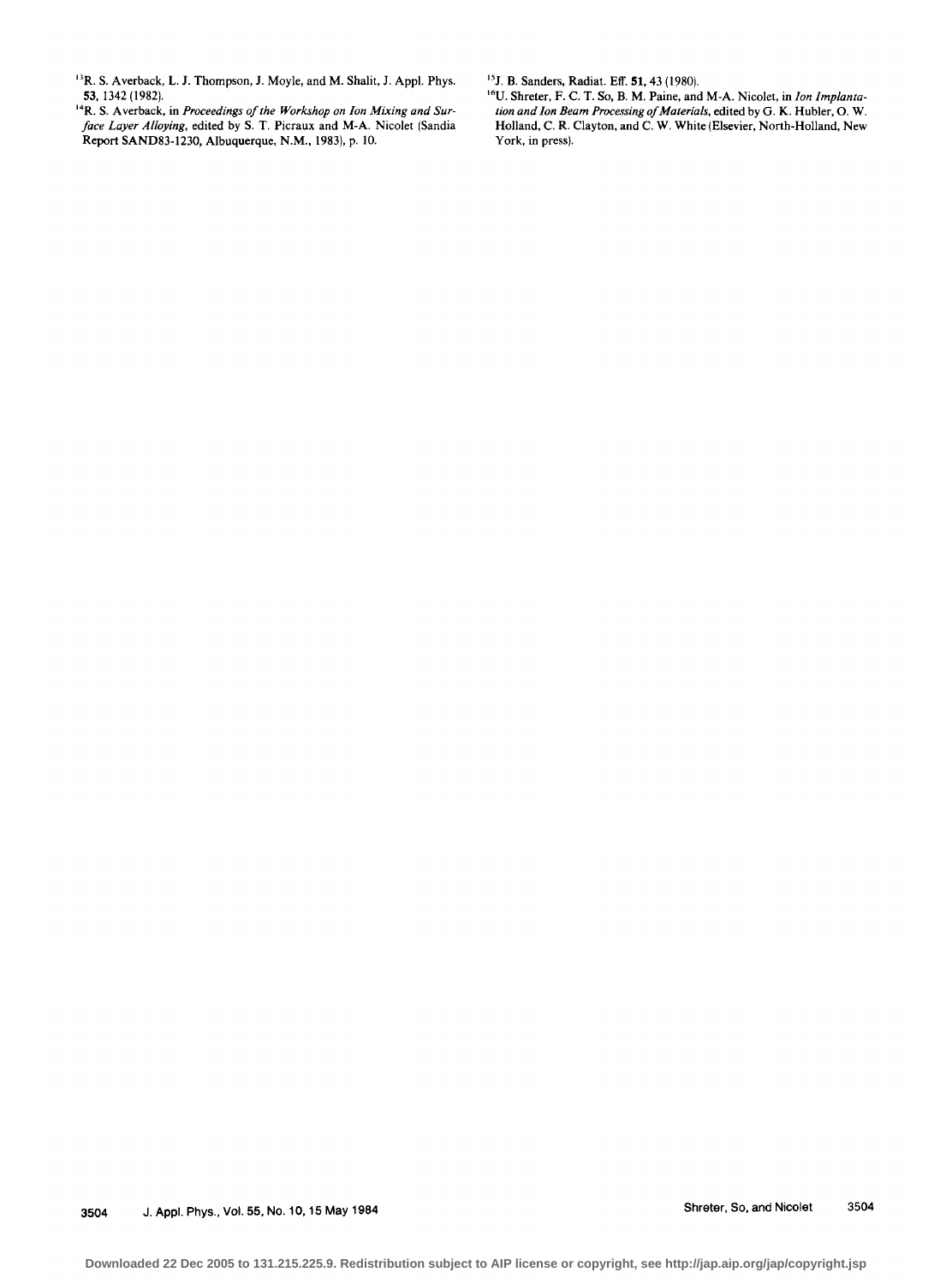[13]R. S. Averback, L. J. Thompson, J. Moyle, and M. Shalit, J. Appl. Phys. **53**, 1342 (1982).

[14]R. S. Averback, in *Proceedings of the Workshop on Ion Mixing and Surface Layer Alloying*, edited by S. T. Picraux and M-A. Nicolet (Sandia Report SAND83-1230, Albuquerque, N.M., 1983), p. 10.

[15]J. B. Sanders, Radiat. Eff. **51**, 43 (1980).

[16]U. Shreter, F. C. T. So, B. M. Paine, and M-A. Nicolet, in *Ion Implantation and Ion Beam Processing of Materials*, edited by G. K. Hubler, O. W. Holland, C. R. Clayton, and C. W. White (Elsevier, North-Holland, New York, in press).